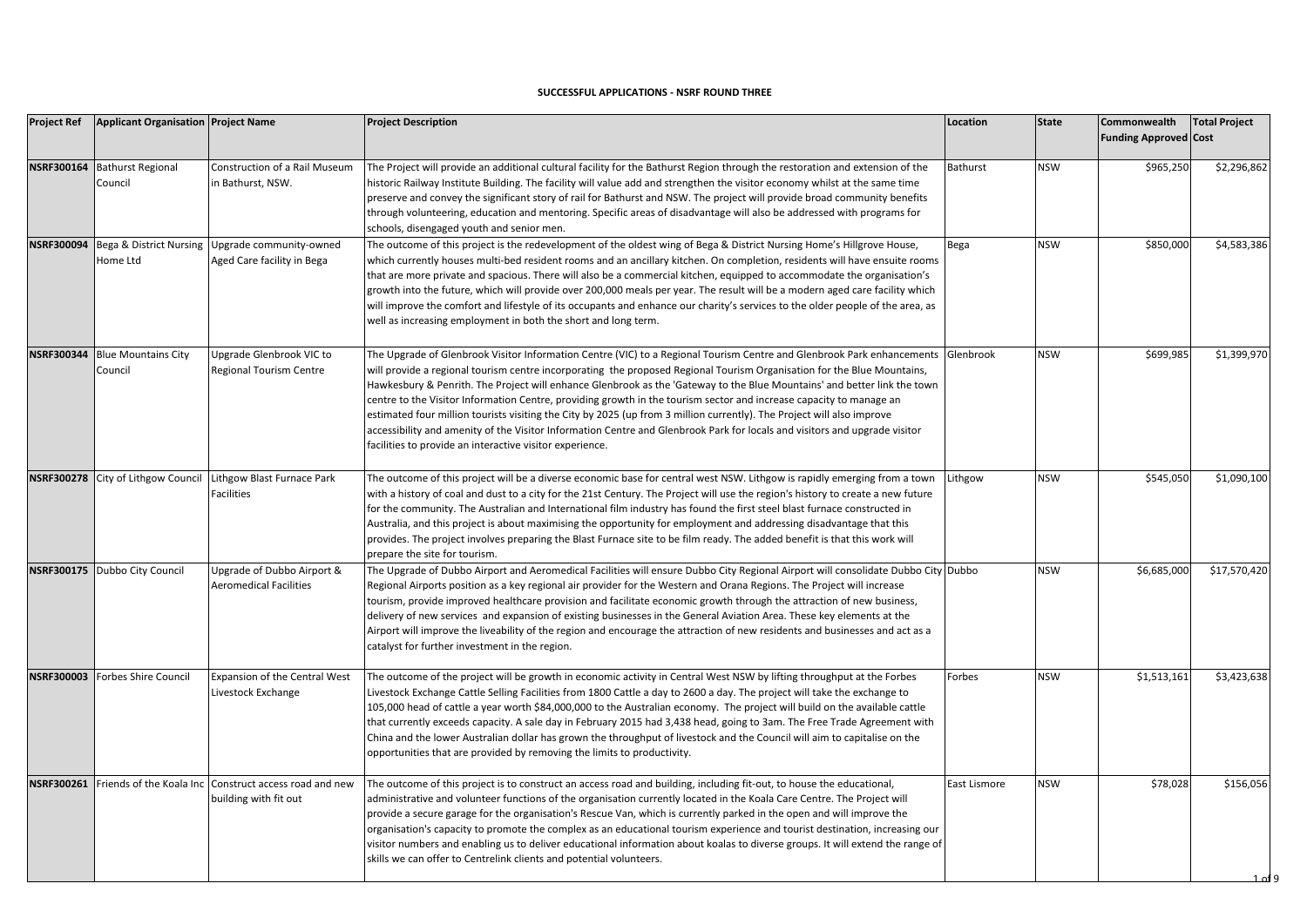**SUCCESSFUL APPLICATIONS - NSRF ROUND THREE**

| Project Ref | Applicant Organisation | Project Name | Project Description | Location | State | Commonwealth Funding Approved | Total Project Cost |
|---|---|---|---|---|---|---|---|
| NSRF300164 | Bathurst Regional Council | Construction of a Rail Museum in Bathurst, NSW. | The Project will provide an additional cultural facility for the Bathurst Region through the restoration and extension of the historic Railway Institute Building. The facility will value add and strengthen the visitor economy whilst at the same time preserve and convey the significant story of rail for Bathurst and NSW. The project will provide broad community benefits through volunteering, education and mentoring. Specific areas of disadvantage will also be addressed with programs for schools, disengaged youth and senior men. | Bathurst | NSW | $965,250 | $2,296,862 |
| NSRF300094 | Bega & District Nursing Home Ltd | Upgrade community-owned Aged Care facility in Bega | The outcome of this project is the redevelopment of the oldest wing of Bega & District Nursing Home's Hillgrove House, which currently houses multi-bed resident rooms and an ancillary kitchen. On completion, residents will have ensuite rooms that are more private and spacious. There will also be a commercial kitchen, equipped to accommodate the organisation's growth into the future, which will provide over 200,000 meals per year. The result will be a modern aged care facility which will improve the comfort and lifestyle of its occupants and enhance our charity's services to the older people of the area, as well as increasing employment in both the short and long term. | Bega | NSW | $850,000 | $4,583,386 |
| NSRF300344 | Blue Mountains City Council | Upgrade Glenbrook VIC to Regional Tourism Centre | The Upgrade of Glenbrook Visitor Information Centre (VIC) to a Regional Tourism Centre and Glenbrook Park enhancements will provide a regional tourism centre incorporating the proposed Regional Tourism Organisation for the Blue Mountains, Hawkesbury & Penrith. The Project will enhance Glenbrook as the 'Gateway to the Blue Mountains' and better link the town centre to the Visitor Information Centre, providing growth in the tourism sector and increase capacity to manage an estimated four million tourists visiting the City by 2025 (up from 3 million currently). The Project will also improve accessibility and amenity of the Visitor Information Centre and Glenbrook Park for locals and visitors and upgrade visitor facilities to provide an interactive visitor experience. | Glenbrook | NSW | $699,985 | $1,399,970 |
| NSRF300278 | City of Lithgow Council | Lithgow Blast Furnace Park Facilities | The outcome of this project will be a diverse economic base for central west NSW. Lithgow is rapidly emerging from a town with a history of coal and dust to a city for the 21st Century. The Project will use the region's history to create a new future for the community. The Australian and International film industry has found the first steel blast furnace constructed in Australia, and this project is about maximising the opportunity for employment and addressing disadvantage that this provides. The project involves preparing the Blast Furnace site to be film ready. The added benefit is that this work will prepare the site for tourism. | Lithgow | NSW | $545,050 | $1,090,100 |
| NSRF300175 | Dubbo City Council | Upgrade of Dubbo Airport & Aeromedical Facilities | The Upgrade of Dubbo Airport and Aeromedical Facilities will ensure Dubbo City Regional Airport will consolidate Dubbo City Regional Airports position as a key regional air provider for the Western and Orana Regions. The Project will increase tourism, provide improved healthcare provision and facilitate economic growth through the attraction of new business, delivery of new services and expansion of existing businesses in the General Aviation Area. These key elements at the Airport will improve the liveability of the region and encourage the attraction of new residents and businesses and act as a catalyst for further investment in the region. | Dubbo | NSW | $6,685,000 | $17,570,420 |
| NSRF300003 | Forbes Shire Council | Expansion of the Central West Livestock Exchange | The outcome of the project will be growth in economic activity in Central West NSW by lifting throughput at the Forbes Livestock Exchange Cattle Selling Facilities from 1800 Cattle a day to 2600 a day. The project will take the exchange to 105,000 head of cattle a year worth $84,000,000 to the Australian economy. The project will build on the available cattle that currently exceeds capacity. A sale day in February 2015 had 3,438 head, going to 3am. The Free Trade Agreement with China and the lower Australian dollar has grown the throughput of livestock and the Council will aim to capitalise on the opportunities that are provided by removing the limits to productivity. | Forbes | NSW | $1,513,161 | $3,423,638 |
| NSRF300261 | Friends of the Koala Inc | Construct access road and new building with fit out | The outcome of this project is to construct an access road and building, including fit-out, to house the educational, administrative and volunteer functions of the organisation currently located in the Koala Care Centre. The Project will provide a secure garage for the organisation's Rescue Van, which is currently parked in the open and will improve the organisation's capacity to promote the complex as an educational tourism experience and tourist destination, increasing our visitor numbers and enabling us to deliver educational information about koalas to diverse groups. It will extend the range of skills we can offer to Centrelink clients and potential volunteers. | East Lismore | NSW | $78,028 | $156,056 |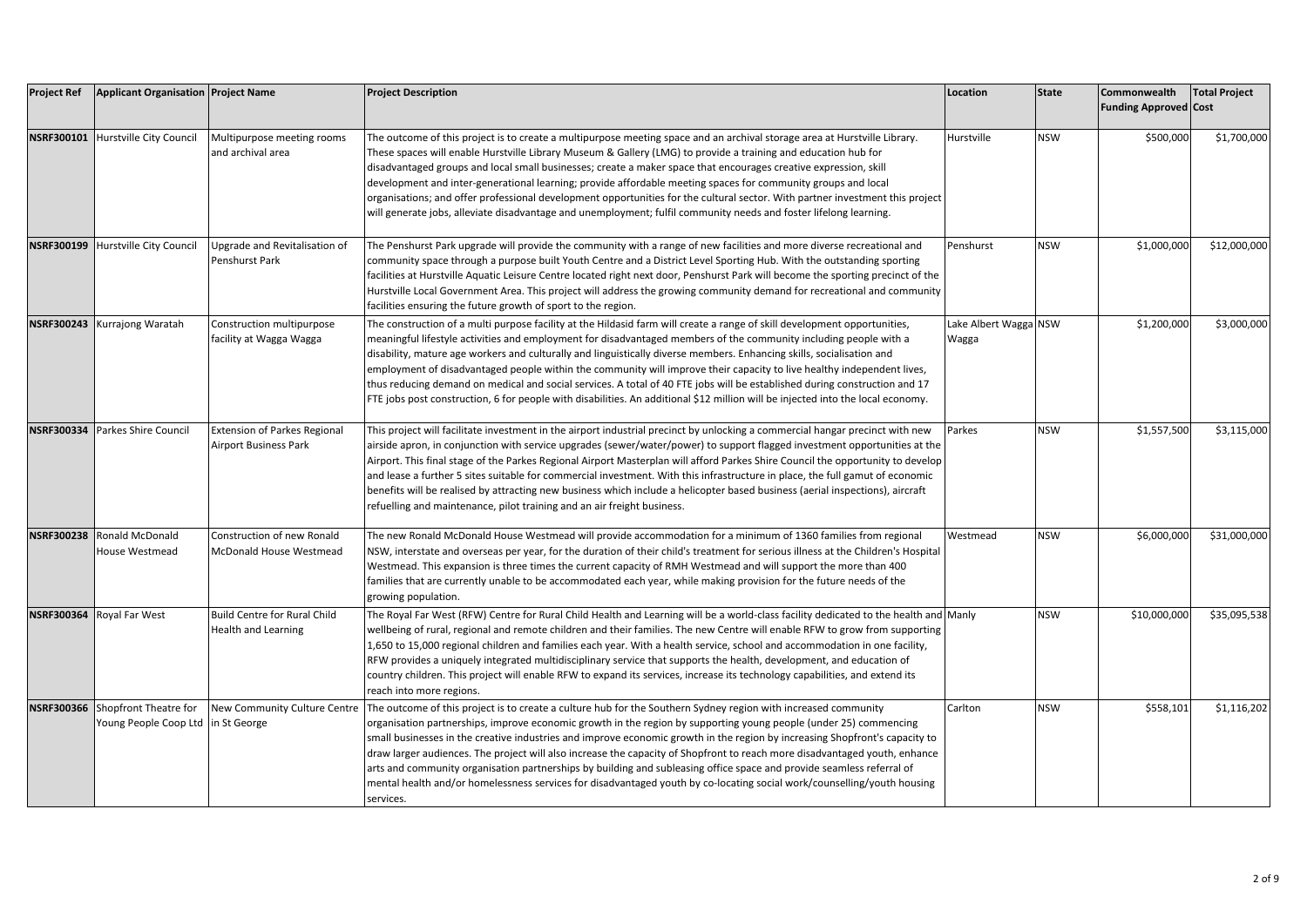| Project Ref | Applicant Organisation | Project Name | Project Description | Location | State | Commonwealth Funding Approved | Total Project Cost |
|---|---|---|---|---|---|---|---|
| NSRF300101 | Hurstville City Council | Multipurpose meeting rooms and archival area | The outcome of this project is to create a multipurpose meeting space and an archival storage area at Hurstville Library. These spaces will enable Hurstville Library Museum & Gallery (LMG) to provide a training and education hub for disadvantaged groups and local small businesses; create a maker space that encourages creative expression, skill development and inter-generational learning; provide affordable meeting spaces for community groups and local organisations; and offer professional development opportunities for the cultural sector. With partner investment this project will generate jobs, alleviate disadvantage and unemployment; fulfil community needs and foster lifelong learning. | Hurstville | NSW | $500,000 | $1,700,000 |
| NSRF300199 | Hurstville City Council | Upgrade and Revitalisation of Penshurst Park | The Penshurst Park upgrade will provide the community with a range of new facilities and more diverse recreational and community space through a purpose built Youth Centre and a District Level Sporting Hub. With the outstanding sporting facilities at Hurstville Aquatic Leisure Centre located right next door, Penshurst Park will become the sporting precinct of the Hurstville Local Government Area. This project will address the growing community demand for recreational and community facilities ensuring the future growth of sport to the region. | Penshurst | NSW | $1,000,000 | $12,000,000 |
| NSRF300243 | Kurrajong Waratah | Construction multipurpose facility at Wagga Wagga | The construction of a multi purpose facility at the Hildasid farm will create a range of skill development opportunities, meaningful lifestyle activities and employment for disadvantaged members of the community including people with a disability, mature age workers and culturally and linguistically diverse members. Enhancing skills, socialisation and employment of disadvantaged people within the community will improve their capacity to live healthy independent lives, thus reducing demand on medical and social services. A total of 40 FTE jobs will be established during construction and 17 FTE jobs post construction, 6 for people with disabilities. An additional $12 million will be injected into the local economy. | Lake Albert Wagga Wagga | NSW | $1,200,000 | $3,000,000 |
| NSRF300334 | Parkes Shire Council | Extension of Parkes Regional Airport Business Park | This project will facilitate investment in the airport industrial precinct by unlocking a commercial hangar precinct with new airside apron, in conjunction with service upgrades (sewer/water/power) to support flagged investment opportunities at the Airport. This final stage of the Parkes Regional Airport Masterplan will afford Parkes Shire Council the opportunity to develop and lease a further 5 sites suitable for commercial investment. With this infrastructure in place, the full gamut of economic benefits will be realised by attracting new business which include a helicopter based business (aerial inspections), aircraft refuelling and maintenance, pilot training and an air freight business. | Parkes | NSW | $1,557,500 | $3,115,000 |
| NSRF300238 | Ronald McDonald House Westmead | Construction of new Ronald McDonald House Westmead | The new Ronald McDonald House Westmead will provide accommodation for a minimum of 1360 families from regional NSW, interstate and overseas per year, for the duration of their child's treatment for serious illness at the Children's Hospital Westmead. This expansion is three times the current capacity of RMH Westmead and will support the more than 400 families that are currently unable to be accommodated each year, while making provision for the future needs of the growing population. | Westmead | NSW | $6,000,000 | $31,000,000 |
| NSRF300364 | Royal Far West | Build Centre for Rural Child Health and Learning | The Royal Far West (RFW) Centre for Rural Child Health and Learning will be a world-class facility dedicated to the health and wellbeing of rural, regional and remote children and their families. The new Centre will enable RFW to grow from supporting 1,650 to 15,000 regional children and families each year. With a health service, school and accommodation in one facility, RFW provides a uniquely integrated multidisciplinary service that supports the health, development, and education of country children. This project will enable RFW to expand its services, increase its technology capabilities, and extend its reach into more regions. | Manly | NSW | $10,000,000 | $35,095,538 |
| NSRF300366 | Shopfront Theatre for Young People Coop Ltd | New Community Culture Centre in St George | The outcome of this project is to create a culture hub for the Southern Sydney region with increased community organisation partnerships, improve economic growth in the region by supporting young people (under 25) commencing small businesses in the creative industries and improve economic growth in the region by increasing Shopfront's capacity to draw larger audiences. The project will also increase the capacity of Shopfront to reach more disadvantaged youth, enhance arts and community organisation partnerships by building and subleasing office space and provide seamless referral of mental health and/or homelessness services for disadvantaged youth by co-locating social work/counselling/youth housing services. | Carlton | NSW | $558,101 | $1,116,202 |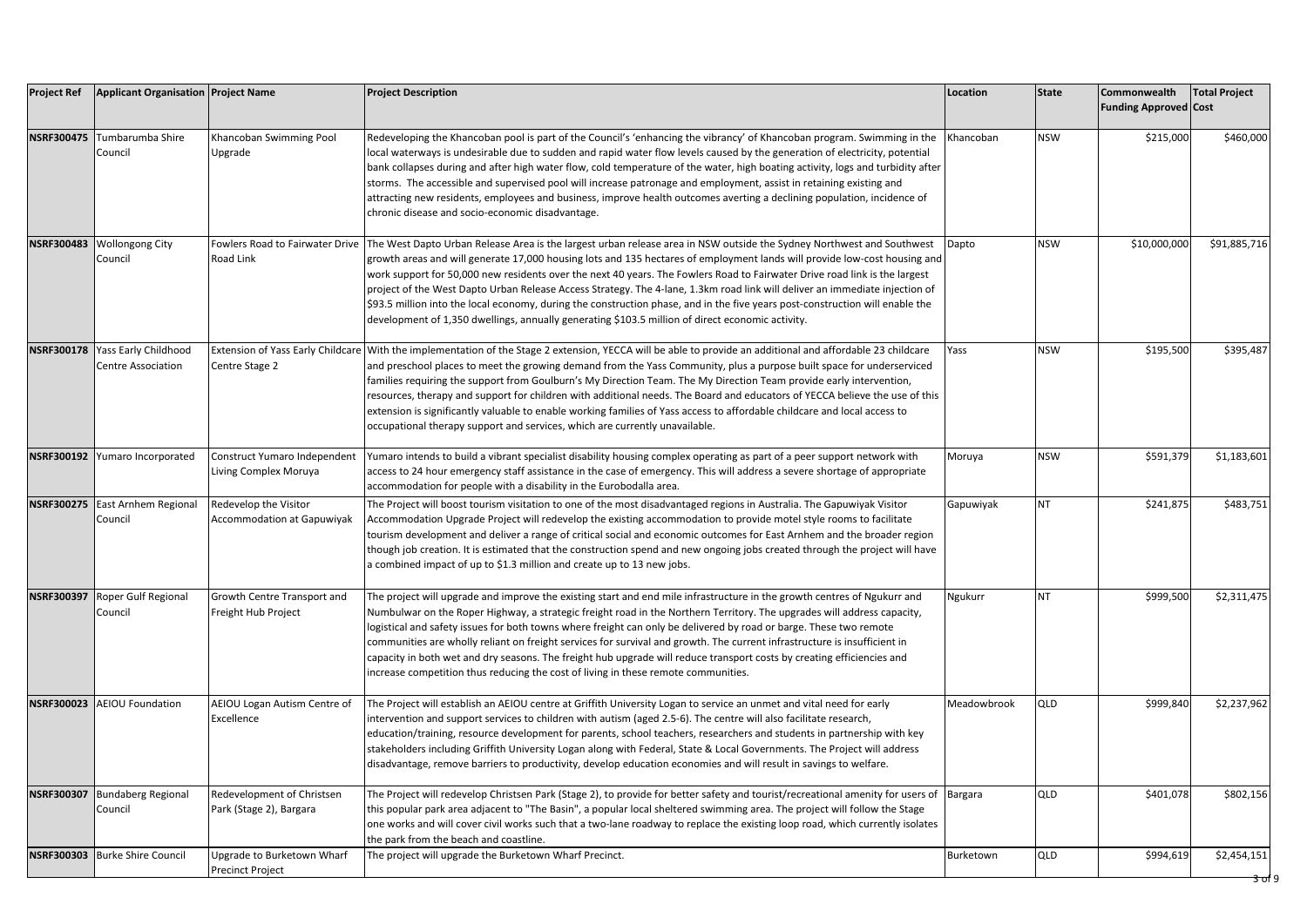| Project Ref | Applicant Organisation | Project Name | Project Description | Location | State | Commonwealth Funding Approved | Total Project Cost |
|---|---|---|---|---|---|---|---|
| NSRF300475 | Tumbarumba Shire Council | Khancoban Swimming Pool Upgrade | Redeveloping the Khancoban pool is part of the Council's 'enhancing the vibrancy' of Khancoban program. Swimming in the local waterways is undesirable due to sudden and rapid water flow levels caused by the generation of electricity, potential bank collapses during and after high water flow, cold temperature of the water, high boating activity, logs and turbidity after storms. The accessible and supervised pool will increase patronage and employment, assist in retaining existing and attracting new residents, employees and business, improve health outcomes averting a declining population, incidence of chronic disease and socio-economic disadvantage. | Khancoban | NSW | $215,000 | $460,000 |
| NSRF300483 | Wollongong City Council | Fowlers Road to Fairwater Drive Road Link | The West Dapto Urban Release Area is the largest urban release area in NSW outside the Sydney Northwest and Southwest growth areas and will generate 17,000 housing lots and 135 hectares of employment lands will provide low-cost housing and work support for 50,000 new residents over the next 40 years. The Fowlers Road to Fairwater Drive road link is the largest project of the West Dapto Urban Release Access Strategy. The 4-lane, 1.3km road link will deliver an immediate injection of $93.5 million into the local economy, during the construction phase, and in the five years post-construction will enable the development of 1,350 dwellings, annually generating $103.5 million of direct economic activity. | Dapto | NSW | $10,000,000 | $91,885,716 |
| NSRF300178 | Yass Early Childhood Centre Association | Extension of Yass Early Childcare Centre Stage 2 | With the implementation of the Stage 2 extension, YECCA will be able to provide an additional and affordable 23 childcare and preschool places to meet the growing demand from the Yass Community, plus a purpose built space for underserviced families requiring the support from Goulburn's My Direction Team. The My Direction Team provide early intervention, resources, therapy and support for children with additional needs. The Board and educators of YECCA believe the use of this extension is significantly valuable to enable working families of Yass access to affordable childcare and local access to occupational therapy support and services, which are currently unavailable. | Yass | NSW | $195,500 | $395,487 |
| NSRF300192 | Yumaro Incorporated | Construct Yumaro Independent Living Complex Moruya | Yumaro intends to build a vibrant specialist disability housing complex operating as part of a peer support network with access to 24 hour emergency staff assistance in the case of emergency. This will address a severe shortage of appropriate accommodation for people with a disability in the Eurobodalla area. | Moruya | NSW | $591,379 | $1,183,601 |
| NSRF300275 | East Arnhem Regional Council | Redevelop the Visitor Accommodation at Gapuwiyak | The Project will boost tourism visitation to one of the most disadvantaged regions in Australia. The Gapuwiyak Visitor Accommodation Upgrade Project will redevelop the existing accommodation to provide motel style rooms to facilitate tourism development and deliver a range of critical social and economic outcomes for East Arnhem and the broader region though job creation. It is estimated that the construction spend and new ongoing jobs created through the project will have a combined impact of up to $1.3 million and create up to 13 new jobs. | Gapuwiyak | NT | $241,875 | $483,751 |
| NSRF300397 | Roper Gulf Regional Council | Growth Centre Transport and Freight Hub Project | The project will upgrade and improve the existing start and end mile infrastructure in the growth centres of Ngukurr and Numbulwar on the Roper Highway, a strategic freight road in the Northern Territory. The upgrades will address capacity, logistical and safety issues for both towns where freight can only be delivered by road or barge. These two remote communities are wholly reliant on freight services for survival and growth. The current infrastructure is insufficient in capacity in both wet and dry seasons. The freight hub upgrade will reduce transport costs by creating efficiencies and increase competition thus reducing the cost of living in these remote communities. | Ngukurr | NT | $999,500 | $2,311,475 |
| NSRF300023 | AEIOU Foundation | AEIOU Logan Autism Centre of Excellence | The Project will establish an AEIOU centre at Griffith University Logan to service an unmet and vital need for early intervention and support services to children with autism (aged 2.5-6). The centre will also facilitate research, education/training, resource development for parents, school teachers, researchers and students in partnership with key stakeholders including Griffith University Logan along with Federal, State & Local Governments. The Project will address disadvantage, remove barriers to productivity, develop education economies and will result in savings to welfare. | Meadowbrook | QLD | $999,840 | $2,237,962 |
| NSRF300307 | Bundaberg Regional Council | Redevelopment of Christsen Park (Stage 2), Bargara | The Project will redevelop Christsen Park (Stage 2), to provide for better safety and tourist/recreational amenity for users of this popular park area adjacent to "The Basin", a popular local sheltered swimming area. The project will follow the Stage one works and will cover civil works such that a two-lane roadway to replace the existing loop road, which currently isolates the park from the beach and coastline. | Bargara | QLD | $401,078 | $802,156 |
| NSRF300303 | Burke Shire Council | Upgrade to Burketown Wharf Precinct Project | The project will upgrade the Burketown Wharf Precinct. | Burketown | QLD | $994,619 | $2,454,151 |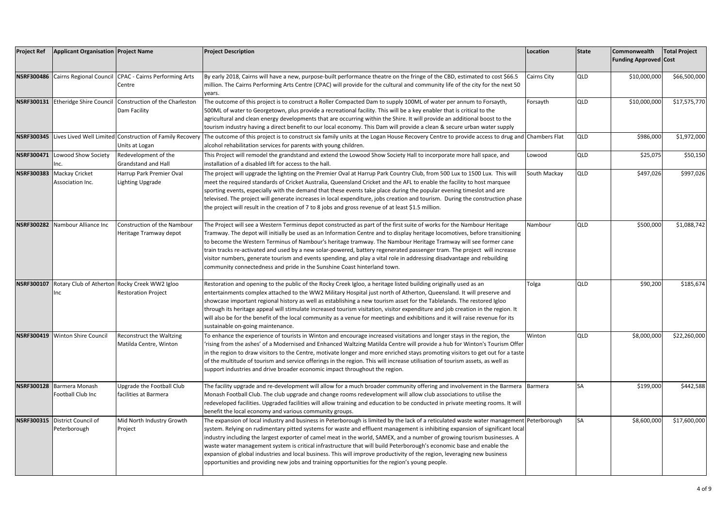| Project Ref | Applicant Organisation | Project Name | Project Description | Location | State | Commonwealth Funding Approved | Total Project Cost |
|---|---|---|---|---|---|---|---|
| **NSRF300486** | Cairns Regional Council | CPAC - Cairns Performing Arts Centre | By early 2018, Cairns will have a new, purpose-built performance theatre on the fringe of the CBD, estimated to cost $66.5 million. The Cairns Performing Arts Centre (CPAC) will provide for the cultural and community life of the city for the next 50 years. | Cairns City | QLD | $10,000,000 | $66,500,000 |
| **NSRF300131** | Etheridge Shire Council | Construction of the Charleston Dam Facility | The outcome of this project is to construct a Roller Compacted Dam to supply 100ML of water per annum to Forsayth, 500ML of water to Georgetown, plus provide a recreational facility. This will be a key enabler that is critical to the agricultural and clean energy developments that are occurring within the Shire. It will provide an additional boost to the tourism industry having a direct benefit to our local economy. This Dam will provide a clean & secure urban water supply | Forsayth | QLD | $10,000,000 | $17,575,770 |
| **NSRF300345** | Lives Lived Well Limited | Construction of Family Recovery Units at Logan | The outcome of this project is to construct six family units at the Logan House Recovery Centre to provide access to drug and alcohol rehabilitation services for parents with young children. | Chambers Flat | QLD | $986,000 | $1,972,000 |
| **NSRF300471** | Lowood Show Society Inc. | Redevelopment of the Grandstand and Hall | This Project will remodel the grandstand and extend the Lowood Show Society Hall to incorporate more hall space, and installation of a disabled lift for access to the hall. | Lowood | QLD | $25,075 | $50,150 |
| **NSRF300383** | Mackay Cricket Association Inc. | Harrup Park Premier Oval Lighting Upgrade | The project will upgrade the lighting on the Premier Oval at Harrup Park Country Club, from 500 Lux to 1500 Lux. This will meet the required standards of Cricket Australia, Queensland Cricket and the AFL to enable the facility to host marquee sporting events, especially with the demand that these events take place during the popular evening timeslot and are televised. The project will generate increases in local expenditure, jobs creation and tourism. During the construction phase the project will result in the creation of 7 to 8 jobs and gross revenue of at least $1.5 million. | South Mackay | QLD | $497,026 | $997,026 |
| **NSRF300282** | Nambour Alliance Inc | Construction of the Nambour Heritage Tramway depot | The Project will see a Western Terminus depot constructed as part of the first suite of works for the Nambour Heritage Tramway. The depot will initially be used as an Information Centre and to display heritage locomotives, before transitioning to become the Western Terminus of Nambour's heritage tramway. The Nambour Heritage Tramway will see former cane train tracks re-activated and used by a new solar-powered, battery regenerated passenger tram. The project will increase visitor numbers, generate tourism and events spending, and play a vital role in addressing disadvantage and rebuilding community connectedness and pride in the Sunshine Coast hinterland town. | Nambour | QLD | $500,000 | $1,088,742 |
| **NSRF300107** | Rotary Club of Atherton Inc | Rocky Creek WW2 Igloo Restoration Project | Restoration and opening to the public of the Rocky Creek Igloo, a heritage listed building originally used as an entertainments complex attached to the WW2 Military Hospital just north of Atherton, Queensland. It will preserve and showcase important regional history as well as establishing a new tourism asset for the Tablelands. The restored Igloo through its heritage appeal will stimulate increased tourism visitation, visitor expenditure and job creation in the region. It will also be for the benefit of the local community as a venue for meetings and exhibitions and it will raise revenue for its sustainable on-going maintenance. | Tolga | QLD | $90,200 | $185,674 |
| **NSRF300419** | Winton Shire Council | Reconstruct the Waltzing Matilda Centre, Winton | To enhance the experience of tourists in Winton and encourage increased visitations and longer stays in the region, the 'rising from the ashes' of a Modernised and Enhanced Waltzing Matilda Centre will provide a hub for Winton's Tourism Offer in the region to draw visitors to the Centre, motivate longer and more enriched stays promoting visitors to get out for a taste of the multitude of tourism and service offerings in the region. This will increase utilisation of tourism assets, as well as support industries and drive broader economic impact throughout the region. | Winton | QLD | $8,000,000 | $22,260,000 |
| **NSRF300128** | Barmera Monash Football Club Inc | Upgrade the Football Club facilities at Barmera | The facility upgrade and re-development will allow for a much broader community offering and involvement in the Barmera Monash Football Club. The club upgrade and change rooms redevelopment will allow club associations to utilise the redeveloped facilities. Upgraded facilities will allow training and education to be conducted in private meeting rooms. It will benefit the local economy and various community groups. | Barmera | SA | $199,000 | $442,588 |
| **NSRF300315** | District Council of Peterborough | Mid North Industry Growth Project | The expansion of local industry and business in Peterborough is limited by the lack of a reticulated waste water management system. Relying on rudimentary pitted systems for waste and effluent management is inhibiting expansion of significant local industry including the largest exporter of camel meat in the world, SAMEX, and a number of growing tourism businesses. A waste water management system is critical infrastructure that will build Peterborough's economic base and enable the expansion of global industries and local business. This will improve productivity of the region, leveraging new business opportunities and providing new jobs and training opportunities for the region's young people. | Peterborough | SA | $8,600,000 | $17,600,000 |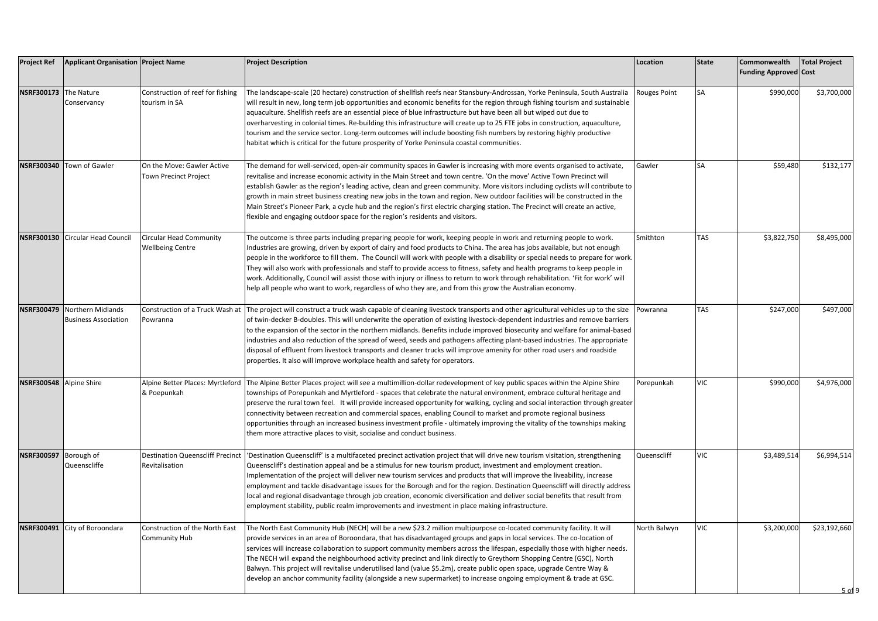| Project Ref | Applicant Organisation | Project Name | Project Description | Location | State | Commonwealth Funding Approved | Total Project Cost |
|---|---|---|---|---|---|---|---|
| NSRF300173 | The Nature Conservancy | Construction of reef for fishing tourism in SA | The landscape-scale (20 hectare) construction of shellfish reefs near Stansbury-Ardrossan, Yorke Peninsula, South Australia will result in new, long term job opportunities and economic benefits for the region through fishing tourism and sustainable aquaculture. Shellfish reefs are an essential piece of blue infrastructure but have been all but wiped out due to overharvesting in colonial times. Re-building this infrastructure will create up to 25 FTE jobs in construction, aquaculture, tourism and the service sector. Long-term outcomes will include boosting fish numbers by restoring highly productive habitat which is critical for the future prosperity of Yorke Peninsula coastal communities. | Rouges Point | SA | $990,000 | $3,700,000 |
| NSRF300340 | Town of Gawler | On the Move: Gawler Active Town Precinct Project | The demand for well-serviced, open-air community spaces in Gawler is increasing with more events organised to activate, revitalise and increase economic activity in the Main Street and town centre. 'On the move' Active Town Precinct will establish Gawler as the region's leading active, clean and green community. More visitors including cyclists will contribute to growth in main street business creating new jobs in the town and region. New outdoor facilities will be constructed in the Main Street's Pioneer Park, a cycle hub and the region's first electric charging station. The Precinct will create an active, flexible and engaging outdoor space for the region's residents and visitors. | Gawler | SA | $59,480 | $132,177 |
| NSRF300130 | Circular Head Council | Circular Head Community Wellbeing Centre | The outcome is three parts including preparing people for work, keeping people in work and returning people to work. Industries are growing, driven by export of dairy and food products to China. The area has jobs available, but not enough people in the workforce to fill them. The Council will work with people with a disability or special needs to prepare for work. They will also work with professionals and staff to provide access to fitness, safety and health programs to keep people in work. Additionally, Council will assist those with injury or illness to return to work through rehabilitation. 'Fit for work' will help all people who want to work, regardless of who they are, and from this grow the Australian economy. | Smithton | TAS | $3,822,750 | $8,495,000 |
| NSRF300479 | Northern Midlands Business Association | Construction of a Truck Wash at Powranna | The project will construct a truck wash capable of cleaning livestock transports and other agricultural vehicles up to the size of twin-decker B-doubles. This will underwrite the operation of existing livestock-dependent industries and remove barriers to the expansion of the sector in the northern midlands. Benefits include improved biosecurity and welfare for animal-based industries and also reduction of the spread of weed, seeds and pathogens affecting plant-based industries. The appropriate disposal of effluent from livestock transports and cleaner trucks will improve amenity for other road users and roadside properties. It also will improve workplace health and safety for operators. | Powranna | TAS | $247,000 | $497,000 |
| NSRF300548 | Alpine Shire | Alpine Better Places: Myrtleford & Poepunkah | The Alpine Better Places project will see a multimillion-dollar redevelopment of key public spaces within the Alpine Shire townships of Porepunkah and Myrtleford - spaces that celebrate the natural environment, embrace cultural heritage and preserve the rural town feel. It will provide increased opportunity for walking, cycling and social interaction through greater connectivity between recreation and commercial spaces, enabling Council to market and promote regional business opportunities through an increased business investment profile - ultimately improving the vitality of the townships making them more attractive places to visit, socialise and conduct business. | Porepunkah | VIC | $990,000 | $4,976,000 |
| NSRF300597 | Borough of Queenscliffe | Destination Queenscliff Precinct Revitalisation | 'Destination Queenscliff' is a multifaceted precinct activation project that will drive new tourism visitation, strengthening Queenscliff's destination appeal and be a stimulus for new tourism product, investment and employment creation. Implementation of the project will deliver new tourism services and products that will improve the liveability, increase employment and tackle disadvantage issues for the Borough and for the region. Destination Queenscliff will directly address local and regional disadvantage through job creation, economic diversification and deliver social benefits that result from employment stability, public realm improvements and investment in place making infrastructure. | Queenscliff | VIC | $3,489,514 | $6,994,514 |
| NSRF300491 | City of Boroondara | Construction of the North East Community Hub | The North East Community Hub (NECH) will be a new $23.2 million multipurpose co-located community facility. It will provide services in an area of Boroondara, that has disadvantaged groups and gaps in local services. The co-location of services will increase collaboration to support community members across the lifespan, especially those with higher needs. The NECH will expand the neighbourhood activity precinct and link directly to Greythorn Shopping Centre (GSC), North Balwyn. This project will revitalise underutilised land (value $5.2m), create public open space, upgrade Centre Way & develop an anchor community facility (alongside a new supermarket) to increase ongoing employment & trade at GSC. | North Balwyn | VIC | $3,200,000 | $23,192,660 |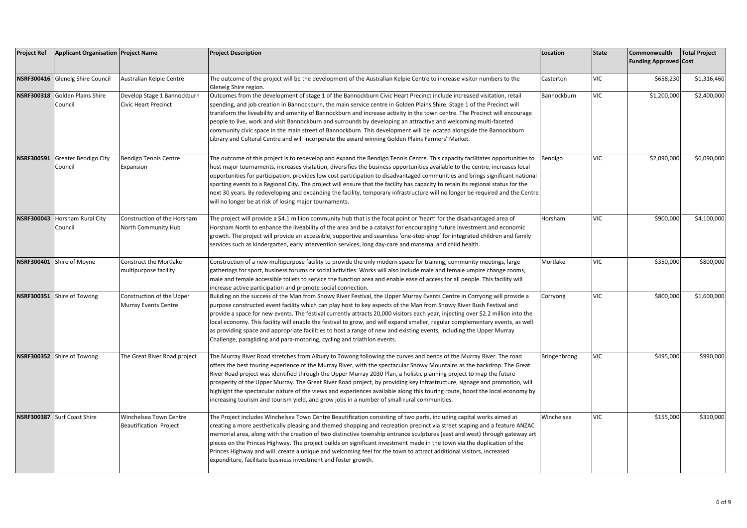| Project Ref | Applicant Organisation | Project Name | Project Description | Location | State | Commonwealth Funding Approved | Total Project Cost |
|---|---|---|---|---|---|---|---|
| **NSRF300416** | Glenelg Shire Council | Australian Kelpie Centre | The outcome of the project will be the development of the Australian Kelpie Centre to increase visitor numbers to the Glenelg Shire region. | Casterton | VIC | $658,230 | $1,316,460 |
| **NSRF300318** | Golden Plains Shire Council | Develop Stage 1 Bannockburn Civic Heart Precinct | Outcomes from the development of stage 1 of the Bannockburn Civic Heart Precinct include increased visitation, retail spending, and job creation in Bannockburn, the main service centre in Golden Plains Shire. Stage 1 of the Precinct will transform the liveability and amenity of Bannockburn and increase activity in the town centre. The Precinct will encourage people to live, work and visit Bannockburn and surrounds by developing an attractive and welcoming multi-faceted community civic space in the main street of Bannockburn. This development will be located alongside the Bannockburn Library and Cultural Centre and will incorporate the award winning Golden Plains Farmers' Market. | Bannockburn | VIC | $1,200,000 | $2,400,000 |
| **NSRF300591** | Greater Bendigo City Council | Bendigo Tennis Centre Expansion | The outcome of this project is to redevelop and expand the Bendigo Tennis Centre. This capacity facilitates opportunities to host major tournaments, increases visitation, diversifies the business opportunities available to the centre, increases local opportunities for participation, provides low cost participation to disadvantaged communities and brings significant national sporting events to a Regional City. The project will ensure that the facility has capacity to retain its regional status for the next 30 years. By redeveloping and expanding the facility, temporary infrastructure will no longer be required and the Centre will no longer be at risk of losing major tournaments. | Bendigo | VIC | $2,090,000 | $6,090,000 |
| **NSRF300043** | Horsham Rural City Council | Construction of the Horsham North Community Hub | The project will provide a $4.1 million community hub that is the focal point or 'heart' for the disadvantaged area of Horsham North to enhance the liveability of the area and be a catalyst for encouraging future investment and economic growth. The project will provide an accessible, supportive and seamless 'one-stop-shop' for integrated children and family services such as kindergarten, early intervention services, long day-care and maternal and child health. | Horsham | VIC | $900,000 | $4,100,000 |
| **NSRF300401** | Shire of Moyne | Construct the Mortlake multipurpose facility | Construction of a new multipurpose facility to provide the only modern space for training, community meetings, large gatherings for sport, business forums or social activities. Works will also include male and female umpire change rooms, male and female accessible toilets to service the function area and enable ease of access for all people. This facility will increase active participation and promote social connection. | Mortlake | VIC | $350,000 | $800,000 |
| **NSRF300351** | Shire of Towong | Construction of the Upper Murray Events Centre | Building on the success of the Man from Snowy River Festival, the Upper Murray Events Centre in Corryong will provide a purpose constructed event facility which can play host to key aspects of the Man from Snowy River Bush Festival and provide a space for new events. The festival currently attracts 20,000 visitors each year, injecting over $2.2 million into the local economy. This facility will enable the festival to grow, and will expand smaller, regular complementary events, as well as providing space and appropriate facilities to host a range of new and existing events, including the Upper Murray Challenge, paragliding and para-motoring, cycling and triathlon events. | Corryong | VIC | $800,000 | $1,600,000 |
| **NSRF300352** | Shire of Towong | The Great River Road project | The Murray River Road stretches from Albury to Towong following the curves and bends of the Murray River. The road offers the best touring experience of the Murray River, with the spectacular Snowy Mountains as the backdrop. The Great River Road project was identified through the Upper Murray 2030 Plan, a holistic planning project to map the future prosperity of the Upper Murray. The Great River Road project, by providing key infrastructure, signage and promotion, will highlight the spectacular nature of the views and experiences available along this touring route, boost the local economy by increasing tourism and tourism yield, and grow jobs in a number of small rural communities. | Bringenbrong | VIC | $495,000 | $990,000 |
| **NSRF300387** | Surf Coast Shire | Winchelsea Town Centre Beautification Project | The Project includes Winchelsea Town Centre Beautification consisting of two parts, including capital works aimed at creating a more aesthetically pleasing and themed shopping and recreation precinct via street scaping and a feature ANZAC memorial area, along with the creation of two distinctive township entrance sculptures (east and west) through gateway art pieces on the Princes Highway. The project builds on significant investment made in the town via the duplication of the Princes Highway and will create a unique and welcoming feel for the town to attract additional visitors, increased expenditure, facilitate business investment and foster growth. | Winchelsea | VIC | $155,000 | $310,000 |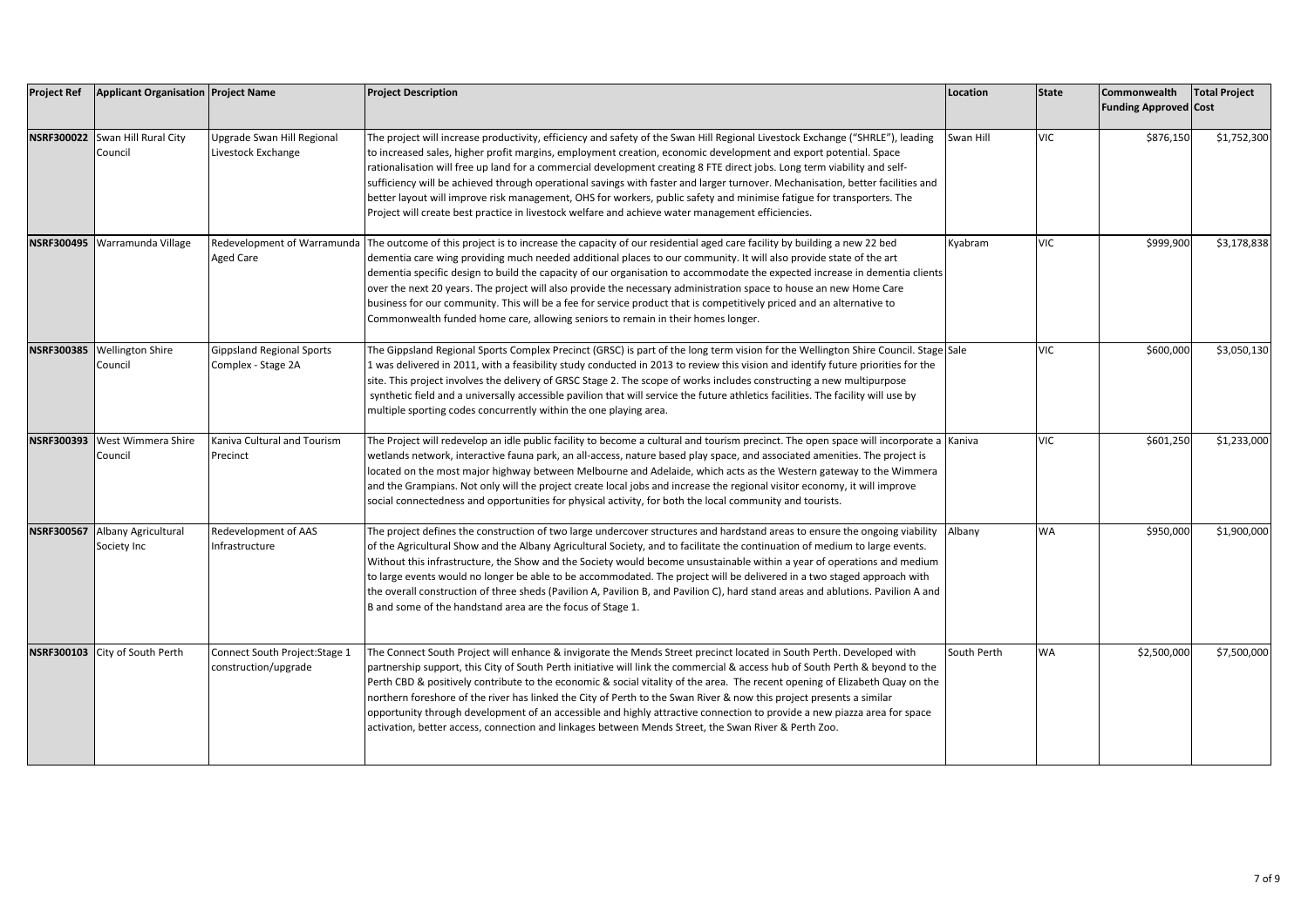| Project Ref | Applicant Organisation | Project Name | Project Description | Location | State | Commonwealth Funding Approved | Total Project Cost |
|---|---|---|---|---|---|---|---|
| NSRF300022 | Swan Hill Rural City Council | Upgrade Swan Hill Regional Livestock Exchange | The project will increase productivity, efficiency and safety of the Swan Hill Regional Livestock Exchange ("SHRLE"), leading to increased sales, higher profit margins, employment creation, economic development and export potential. Space rationalisation will free up land for a commercial development creating 8 FTE direct jobs. Long term viability and self-sufficiency will be achieved through operational savings with faster and larger turnover. Mechanisation, better facilities and better layout will improve risk management, OHS for workers, public safety and minimise fatigue for transporters. The Project will create best practice in livestock welfare and achieve water management efficiencies. | Swan Hill | VIC | $876,150 | $1,752,300 |
| NSRF300495 | Warramunda Village | Redevelopment of Warramunda Aged Care | The outcome of this project is to increase the capacity of our residential aged care facility by building a new 22 bed dementia care wing providing much needed additional places to our community. It will also provide state of the art dementia specific design to build the capacity of our organisation to accommodate the expected increase in dementia clients over the next 20 years. The project will also provide the necessary administration space to house an new Home Care business for our community. This will be a fee for service product that is competitively priced and an alternative to Commonwealth funded home care, allowing seniors to remain in their homes longer. | Kyabram | VIC | $999,900 | $3,178,838 |
| NSRF300385 | Wellington Shire Council | Gippsland Regional Sports Complex - Stage 2A | The Gippsland Regional Sports Complex Precinct (GRSC) is part of the long term vision for the Wellington Shire Council. Stage 1 was delivered in 2011, with a feasibility study conducted in 2013 to review this vision and identify future priorities for the site. This project involves the delivery of GRSC Stage 2. The scope of works includes constructing a new multipurpose synthetic field and a universally accessible pavilion that will service the future athletics facilities. The facility will use by multiple sporting codes concurrently within the one playing area. | Sale | VIC | $600,000 | $3,050,130 |
| NSRF300393 | West Wimmera Shire Council | Kaniva Cultural and Tourism Precinct | The Project will redevelop an idle public facility to become a cultural and tourism precinct. The open space will incorporate a wetlands network, interactive fauna park, an all-access, nature based play space, and associated amenities. The project is located on the most major highway between Melbourne and Adelaide, which acts as the Western gateway to the Wimmera and the Grampians. Not only will the project create local jobs and increase the regional visitor economy, it will improve social connectedness and opportunities for physical activity, for both the local community and tourists. | Kaniva | VIC | $601,250 | $1,233,000 |
| NSRF300567 | Albany Agricultural Society Inc | Redevelopment of AAS Infrastructure | The project defines the construction of two large undercover structures and hardstand areas to ensure the ongoing viability of the Agricultural Show and the Albany Agricultural Society, and to facilitate the continuation of medium to large events. Without this infrastructure, the Show and the Society would become unsustainable within a year of operations and medium to large events would no longer be able to be accommodated. The project will be delivered in a two staged approach with the overall construction of three sheds (Pavilion A, Pavilion B, and Pavilion C), hard stand areas and ablutions. Pavilion A and B and some of the handstand area are the focus of Stage 1. | Albany | WA | $950,000 | $1,900,000 |
| NSRF300103 | City of South Perth | Connect South Project:Stage 1 construction/upgrade | The Connect South Project will enhance & invigorate the Mends Street precinct located in South Perth. Developed with partnership support, this City of South Perth initiative will link the commercial & access hub of South Perth & beyond to the Perth CBD & positively contribute to the economic & social vitality of the area. The recent opening of Elizabeth Quay on the northern foreshore of the river has linked the City of Perth to the Swan River & now this project presents a similar opportunity through development of an accessible and highly attractive connection to provide a new piazza area for space activation, better access, connection and linkages between Mends Street, the Swan River & Perth Zoo. | South Perth | WA | $2,500,000 | $7,500,000 |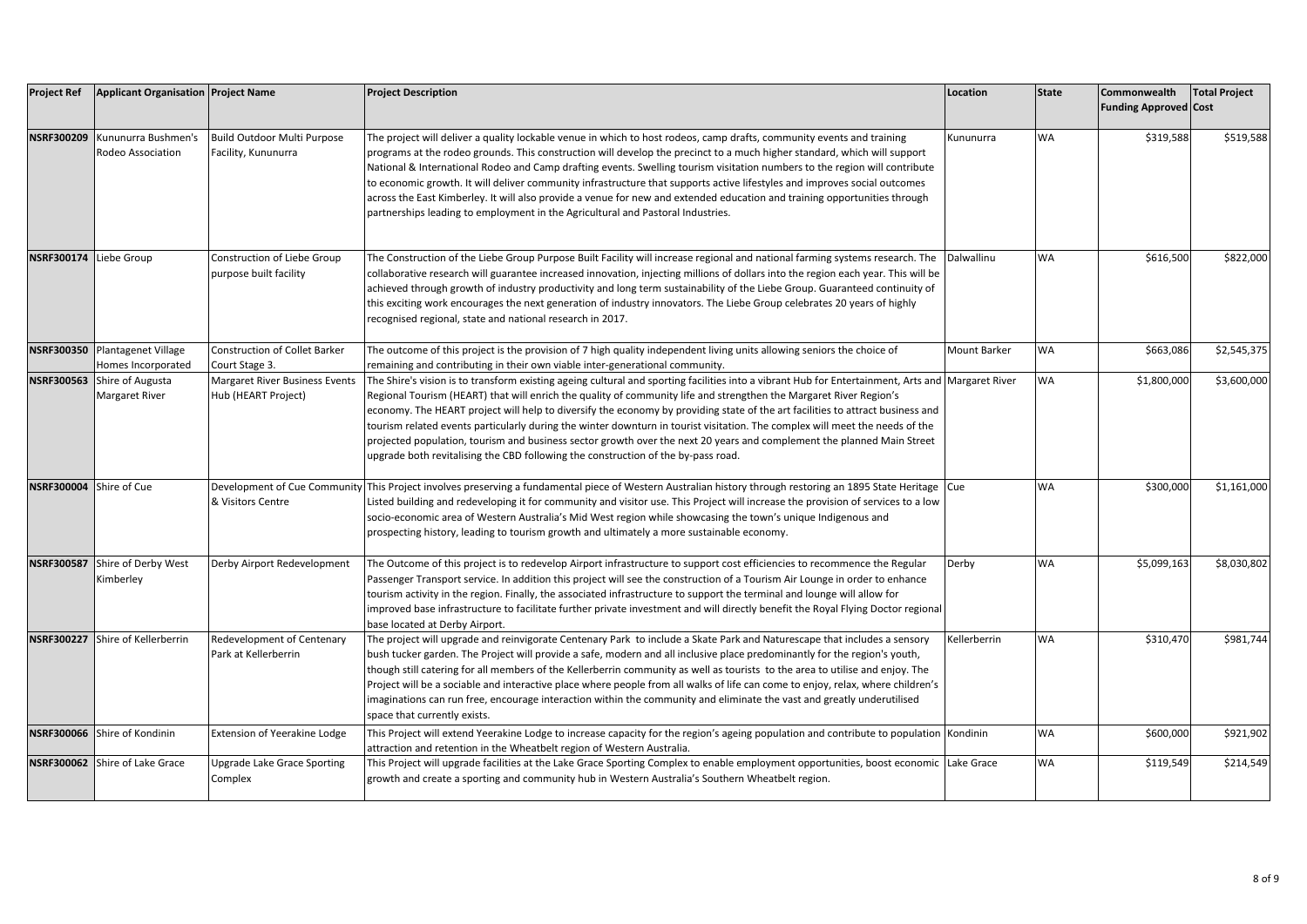| Project Ref | Applicant Organisation | Project Name | Project Description | Location | State | Commonwealth Funding Approved | Total Project Cost |
|---|---|---|---|---|---|---|---|
| NSRF300209 | Kununurra Bushmen's Rodeo Association | Build Outdoor Multi Purpose Facility, Kununurra | The project will deliver a quality lockable venue in which to host rodeos, camp drafts, community events and training programs at the rodeo grounds. This construction will develop the precinct to a much higher standard, which will support National & International Rodeo and Camp drafting events. Swelling tourism visitation numbers to the region will contribute to economic growth. It will deliver community infrastructure that supports active lifestyles and improves social outcomes across the East Kimberley. It will also provide a venue for new and extended education and training opportunities through partnerships leading to employment in the Agricultural and Pastoral Industries. | Kununurra | WA | $319,588 | $519,588 |
| NSRF300174 | Liebe Group | Construction of Liebe Group purpose built facility | The Construction of the Liebe Group Purpose Built Facility will increase regional and national farming systems research. The collaborative research will guarantee increased innovation, injecting millions of dollars into the region each year. This will be achieved through growth of industry productivity and long term sustainability of the Liebe Group. Guaranteed continuity of this exciting work encourages the next generation of industry innovators. The Liebe Group celebrates 20 years of highly recognised regional, state and national research in 2017. | Dalwallinu | WA | $616,500 | $822,000 |
| NSRF300350 | Plantagenet Village Homes Incorporated | Construction of Collet Barker Court Stage 3. | The outcome of this project is the provision of 7 high quality independent living units allowing seniors the choice of remaining and contributing in their own viable inter-generational community. | Mount Barker | WA | $663,086 | $2,545,375 |
| NSRF300563 | Shire of Augusta Margaret River | Margaret River Business Events Hub (HEART Project) | The Shire's vision is to transform existing ageing cultural and sporting facilities into a vibrant Hub for Entertainment, Arts and Regional Tourism (HEART) that will enrich the quality of community life and strengthen the Margaret River Region's economy. The HEART project will help to diversify the economy by providing state of the art facilities to attract business and tourism related events particularly during the winter downturn in tourist visitation. The complex will meet the needs of the projected population, tourism and business sector growth over the next 20 years and complement the planned Main Street upgrade both revitalising the CBD following the construction of the by-pass road. | Margaret River | WA | $1,800,000 | $3,600,000 |
| NSRF300004 | Shire of Cue | Development of Cue Community & Visitors Centre | This Project involves preserving a fundamental piece of Western Australian history through restoring an 1895 State Heritage Listed building and redeveloping it for community and visitor use. This Project will increase the provision of services to a low socio-economic area of Western Australia's Mid West region while showcasing the town's unique Indigenous and prospecting history, leading to tourism growth and ultimately a more sustainable economy. | Cue | WA | $300,000 | $1,161,000 |
| NSRF300587 | Shire of Derby West Kimberley | Derby Airport Redevelopment | The Outcome of this project is to redevelop Airport infrastructure to support cost efficiencies to recommence the Regular Passenger Transport service. In addition this project will see the construction of a Tourism Air Lounge in order to enhance tourism activity in the region. Finally, the associated infrastructure to support the terminal and lounge will allow for improved base infrastructure to facilitate further private investment and will directly benefit the Royal Flying Doctor regional base located at Derby Airport. | Derby | WA | $5,099,163 | $8,030,802 |
| NSRF300227 | Shire of Kellerberrin | Redevelopment of Centenary Park at Kellerberrin | The project will upgrade and reinvigorate Centenary Park to include a Skate Park and Naturescape that includes a sensory bush tucker garden. The Project will provide a safe, modern and all inclusive place predominantly for the region's youth, though still catering for all members of the Kellerberrin community as well as tourists to the area to utilise and enjoy. The Project will be a sociable and interactive place where people from all walks of life can come to enjoy, relax, where children's imaginations can run free, encourage interaction within the community and eliminate the vast and greatly underutilised space that currently exists. | Kellerberrin | WA | $310,470 | $981,744 |
| NSRF300066 | Shire of Kondinin | Extension of Yeerakine Lodge | This Project will extend Yeerakine Lodge to increase capacity for the region's ageing population and contribute to population attraction and retention in the Wheatbelt region of Western Australia. | Kondinin | WA | $600,000 | $921,902 |
| NSRF300062 | Shire of Lake Grace | Upgrade Lake Grace Sporting Complex | This Project will upgrade facilities at the Lake Grace Sporting Complex to enable employment opportunities, boost economic growth and create a sporting and community hub in Western Australia's Southern Wheatbelt region. | Lake Grace | WA | $119,549 | $214,549 |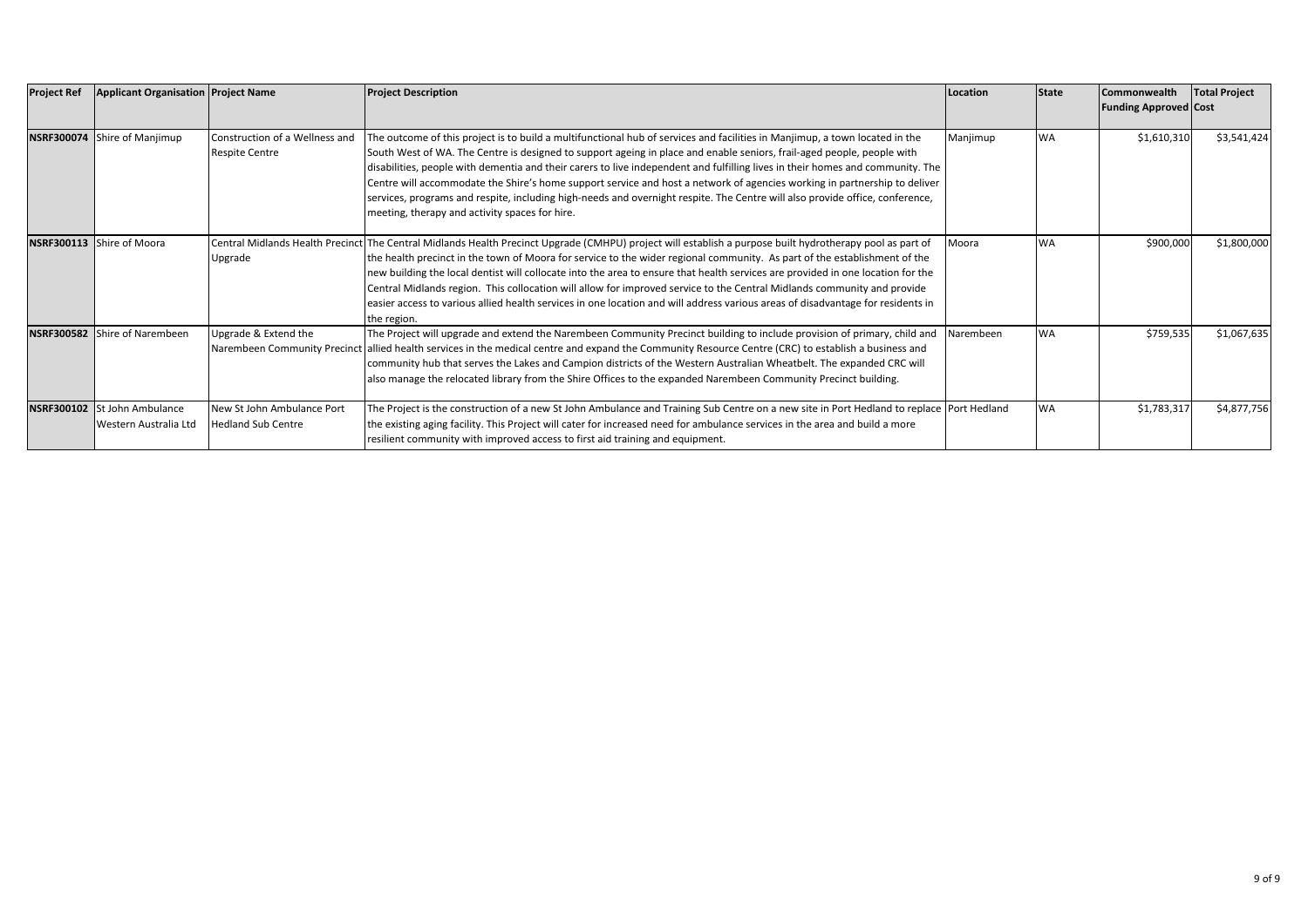| Project Ref | Applicant Organisation | Project Name | Project Description | Location | State | Commonwealth Funding Approved | Total Project Cost |
|---|---|---|---|---|---|---|---|
| **NSRF300074** | Shire of Manjimup | Construction of a Wellness and Respite Centre | The outcome of this project is to build a multifunctional hub of services and facilities in Manjimup, a town located in the South West of WA. The Centre is designed to support ageing in place and enable seniors, frail-aged people, people with disabilities, people with dementia and their carers to live independent and fulfilling lives in their homes and community. The Centre will accommodate the Shire's home support service and host a network of agencies working in partnership to deliver services, programs and respite, including high-needs and overnight respite. The Centre will also provide office, conference, meeting, therapy and activity spaces for hire. | Manjimup | WA | $1,610,310 | $3,541,424 |
| **NSRF300113** | Shire of Moora | Central Midlands Health Precinct Upgrade | The Central Midlands Health Precinct Upgrade (CMHPU) project will establish a purpose built hydrotherapy pool as part of the health precinct in the town of Moora for service to the wider regional community. As part of the establishment of the new building the local dentist will collocate into the area to ensure that health services are provided in one location for the Central Midlands region. This collocation will allow for improved service to the Central Midlands community and provide easier access to various allied health services in one location and will address various areas of disadvantage for residents in the region. | Moora | WA | $900,000 | $1,800,000 |
| **NSRF300582** | Shire of Narembeen | Upgrade & Extend the Narembeen Community Precinct | The Project will upgrade and extend the Narembeen Community Precinct building to include provision of primary, child and allied health services in the medical centre and expand the Community Resource Centre (CRC) to establish a business and community hub that serves the Lakes and Campion districts of the Western Australian Wheatbelt. The expanded CRC will also manage the relocated library from the Shire Offices to the expanded Narembeen Community Precinct building. | Narembeen | WA | $759,535 | $1,067,635 |
| **NSRF300102** | St John Ambulance Western Australia Ltd | New St John Ambulance Port Hedland Sub Centre | The Project is the construction of a new St John Ambulance and Training Sub Centre on a new site in Port Hedland to replace the existing aging facility. This Project will cater for increased need for ambulance services in the area and build a more resilient community with improved access to first aid training and equipment. | Port Hedland | WA | $1,783,317 | $4,877,756 |